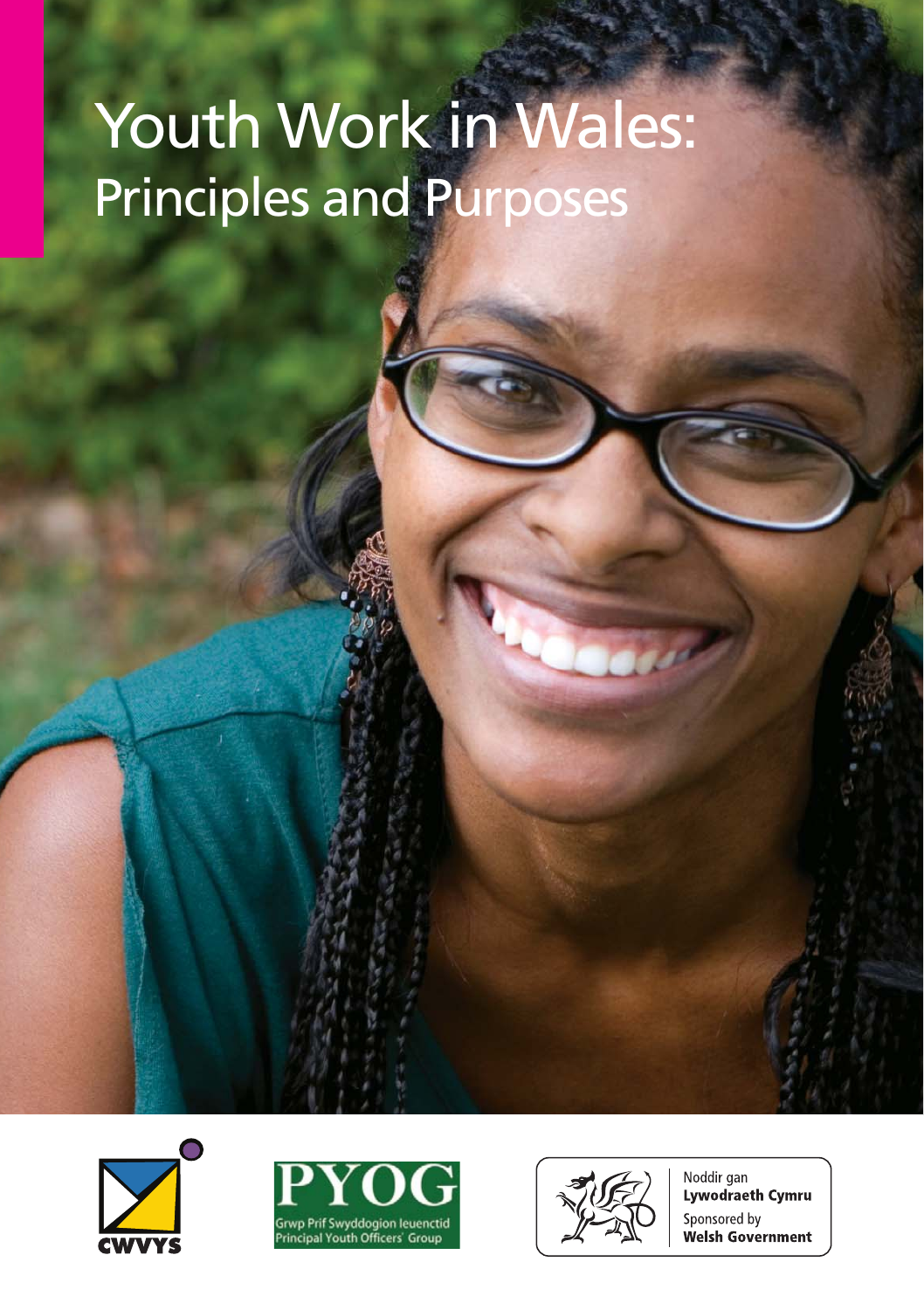# Youth Work in Wales:
## Principles and Purposes

CWVYS

PYOG
Grwp Prif Swyddogion Ieuenctid
Principal Youth Officers' Group

Noddir gan
**Lywodraeth Cymru**
Sponsored by
**Welsh Government**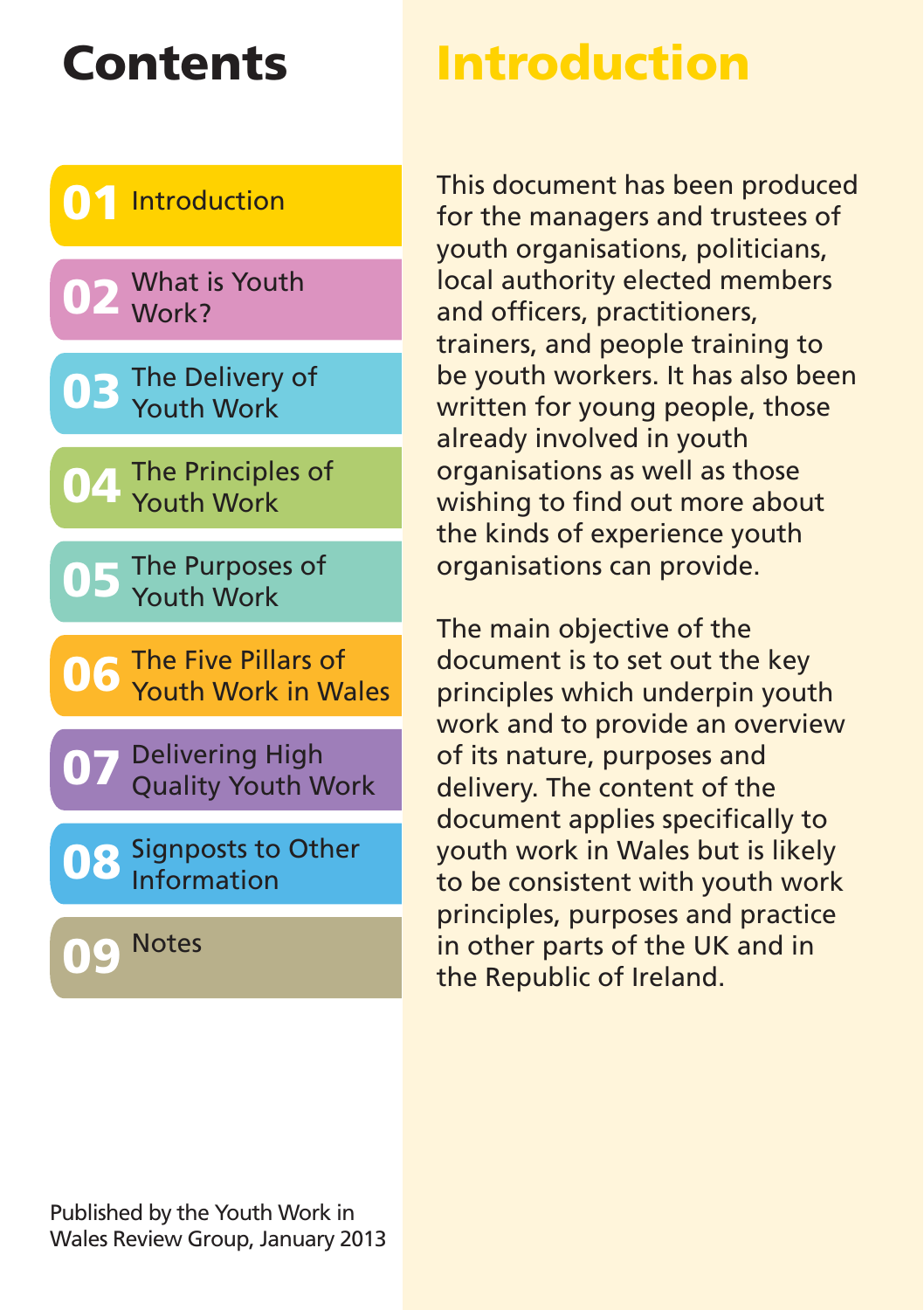# Contents

01 Introduction

02 What is Youth Work?

03 The Delivery of Youth Work

04 The Principles of Youth Work

05 The Purposes of Youth Work

06 The Five Pillars of Youth Work in Wales

07 Delivering High Quality Youth Work

08 Signposts to Other Information

09 Notes

Published by the Youth Work in Wales Review Group, January 2013

# Introduction

This document has been produced for the managers and trustees of youth organisations, politicians, local authority elected members and officers, practitioners, trainers, and people training to be youth workers. It has also been written for young people, those already involved in youth organisations as well as those wishing to find out more about the kinds of experience youth organisations can provide.

The main objective of the document is to set out the key principles which underpin youth work and to provide an overview of its nature, purposes and delivery. The content of the document applies specifically to youth work in Wales but is likely to be consistent with youth work principles, purposes and practice in other parts of the UK and in the Republic of Ireland.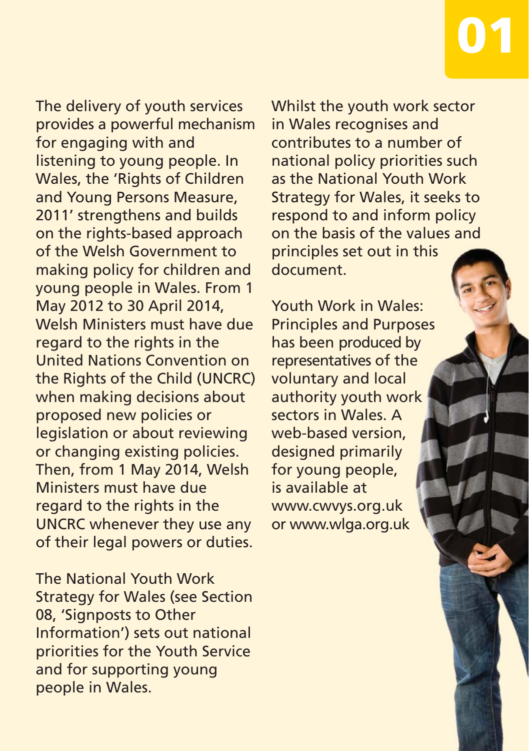# 01

The delivery of youth services provides a powerful mechanism for engaging with and listening to young people. In Wales, the 'Rights of Children and Young Persons Measure, 2011' strengthens and builds on the rights-based approach of the Welsh Government to making policy for children and young people in Wales. From 1 May 2012 to 30 April 2014, Welsh Ministers must have due regard to the rights in the United Nations Convention on the Rights of the Child (UNCRC) when making decisions about proposed new policies or legislation or about reviewing or changing existing policies. Then, from 1 May 2014, Welsh Ministers must have due regard to the rights in the UNCRC whenever they use any of their legal powers or duties.

The National Youth Work Strategy for Wales (see Section 08, 'Signposts to Other Information') sets out national priorities for the Youth Service and for supporting young people in Wales.

Whilst the youth work sector in Wales recognises and contributes to a number of national policy priorities such as the National Youth Work Strategy for Wales, it seeks to respond to and inform policy on the basis of the values and principles set out in this document.

Youth Work in Wales: Principles and Purposes has been produced by representatives of the voluntary and local authority youth work sectors in Wales. A web-based version, designed primarily for young people, is available at www.cwvys.org.uk or www.wlga.org.uk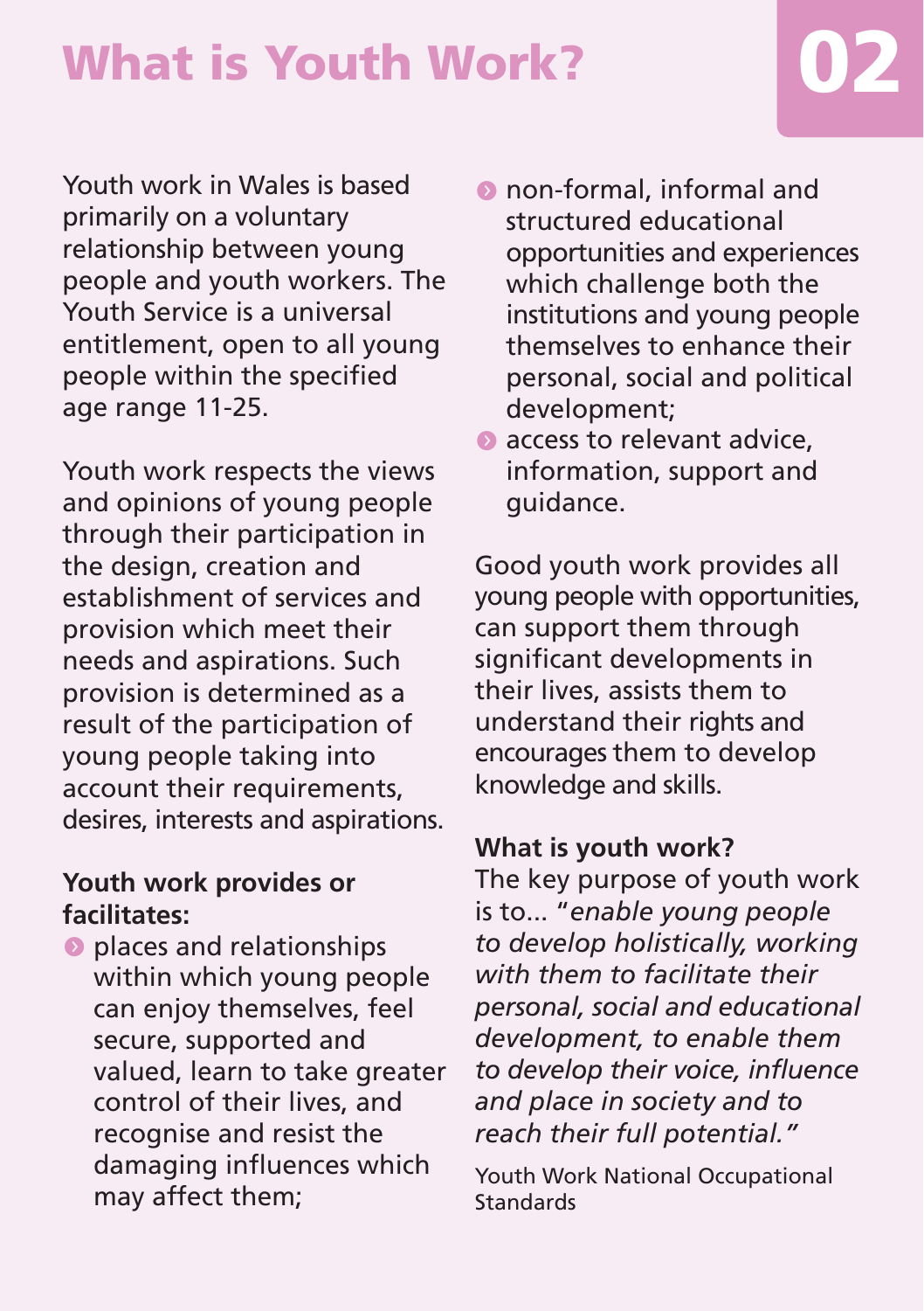# What is Youth Work?

Youth work in Wales is based primarily on a voluntary relationship between young people and youth workers. The Youth Service is a universal entitlement, open to all young people within the specified age range 11-25.

Youth work respects the views and opinions of young people through their participation in the design, creation and establishment of services and provision which meet their needs and aspirations. Such provision is determined as a result of the participation of young people taking into account their requirements, desires, interests and aspirations.

**Youth work provides or facilitates:**

- places and relationships within which young people can enjoy themselves, feel secure, supported and valued, learn to take greater control of their lives, and recognise and resist the damaging influences which may affect them;
- non-formal, informal and structured educational opportunities and experiences which challenge both the institutions and young people themselves to enhance their personal, social and political development;
- access to relevant advice, information, support and guidance.

Good youth work provides all young people with opportunities, can support them through significant developments in their lives, assists them to understand their rights and encourages them to develop knowledge and skills.

**What is youth work?**

The key purpose of youth work is to... "*enable young people to develop holistically, working with them to facilitate their personal, social and educational development, to enable them to develop their voice, influence and place in society and to reach their full potential.*"

Youth Work National Occupational Standards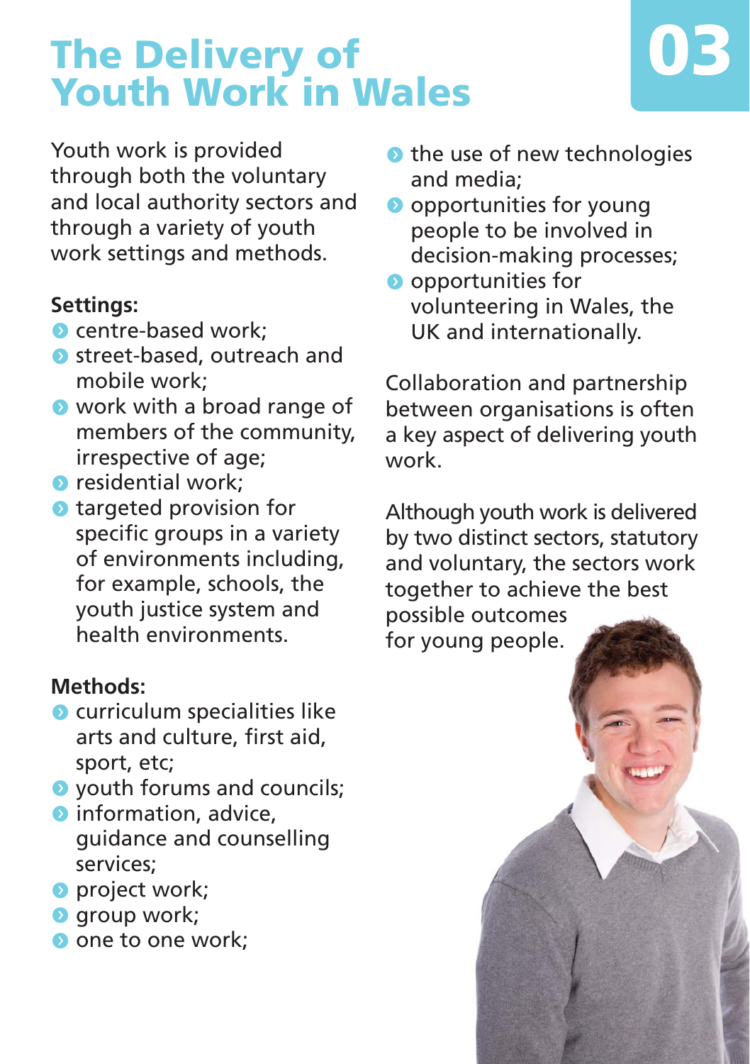# The Delivery of Youth Work in Wales

03

Youth work is provided through both the voluntary and local authority sectors and through a variety of youth work settings and methods.

**Settings:**

- centre-based work;
- street-based, outreach and mobile work;
- work with a broad range of members of the community, irrespective of age;
- residential work;
- targeted provision for specific groups in a variety of environments including, for example, schools, the youth justice system and health environments.

**Methods:**

- curriculum specialities like arts and culture, first aid, sport, etc;
- youth forums and councils;
- information, advice, guidance and counselling services;
- project work;
- group work;
- one to one work;
- the use of new technologies and media;
- opportunities for young people to be involved in decision-making processes;
- opportunities for volunteering in Wales, the UK and internationally.

Collaboration and partnership between organisations is often a key aspect of delivering youth work.

Although youth work is delivered by two distinct sectors, statutory and voluntary, the sectors work together to achieve the best possible outcomes for young people.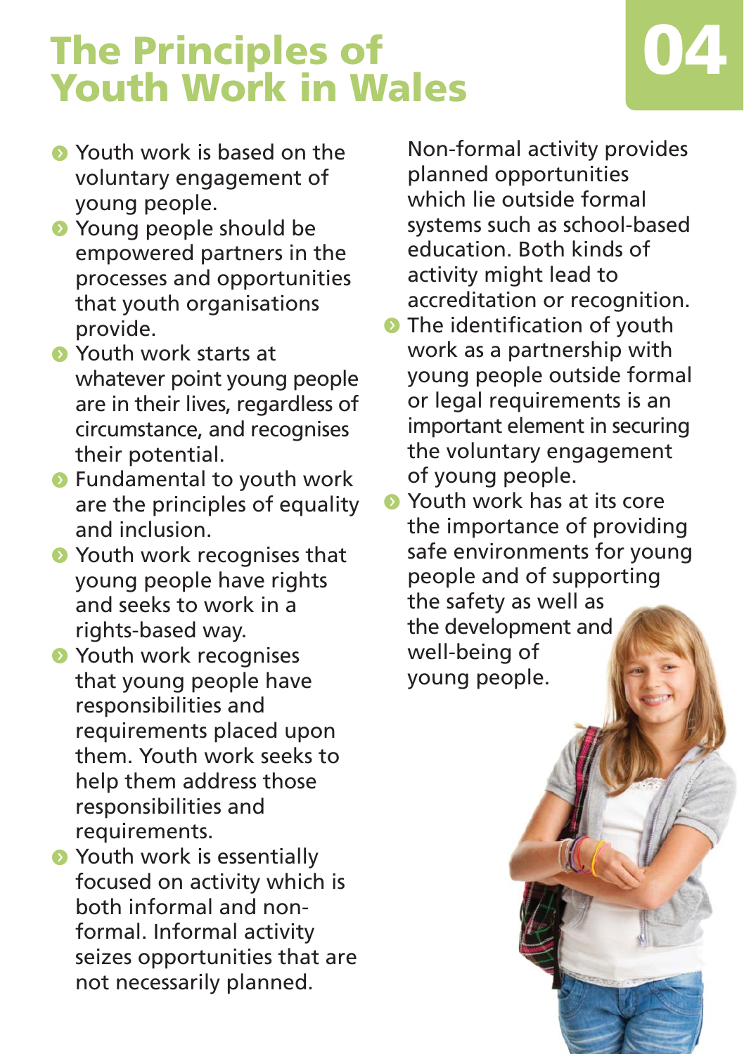# The Principles of Youth Work in Wales

04

- Youth work is based on the voluntary engagement of young people.
- Young people should be empowered partners in the processes and opportunities that youth organisations provide.
- Youth work starts at whatever point young people are in their lives, regardless of circumstance, and recognises their potential.
- Fundamental to youth work are the principles of equality and inclusion.
- Youth work recognises that young people have rights and seeks to work in a rights-based way.
- Youth work recognises that young people have responsibilities and requirements placed upon them. Youth work seeks to help them address those responsibilities and requirements.
- Youth work is essentially focused on activity which is both informal and non-formal. Informal activity seizes opportunities that are not necessarily planned. Non-formal activity provides planned opportunities which lie outside formal systems such as school-based education. Both kinds of activity might lead to accreditation or recognition.
- The identification of youth work as a partnership with young people outside formal or legal requirements is an important element in securing the voluntary engagement of young people.
- Youth work has at its core the importance of providing safe environments for young people and of supporting the safety as well as the development and well-being of young people.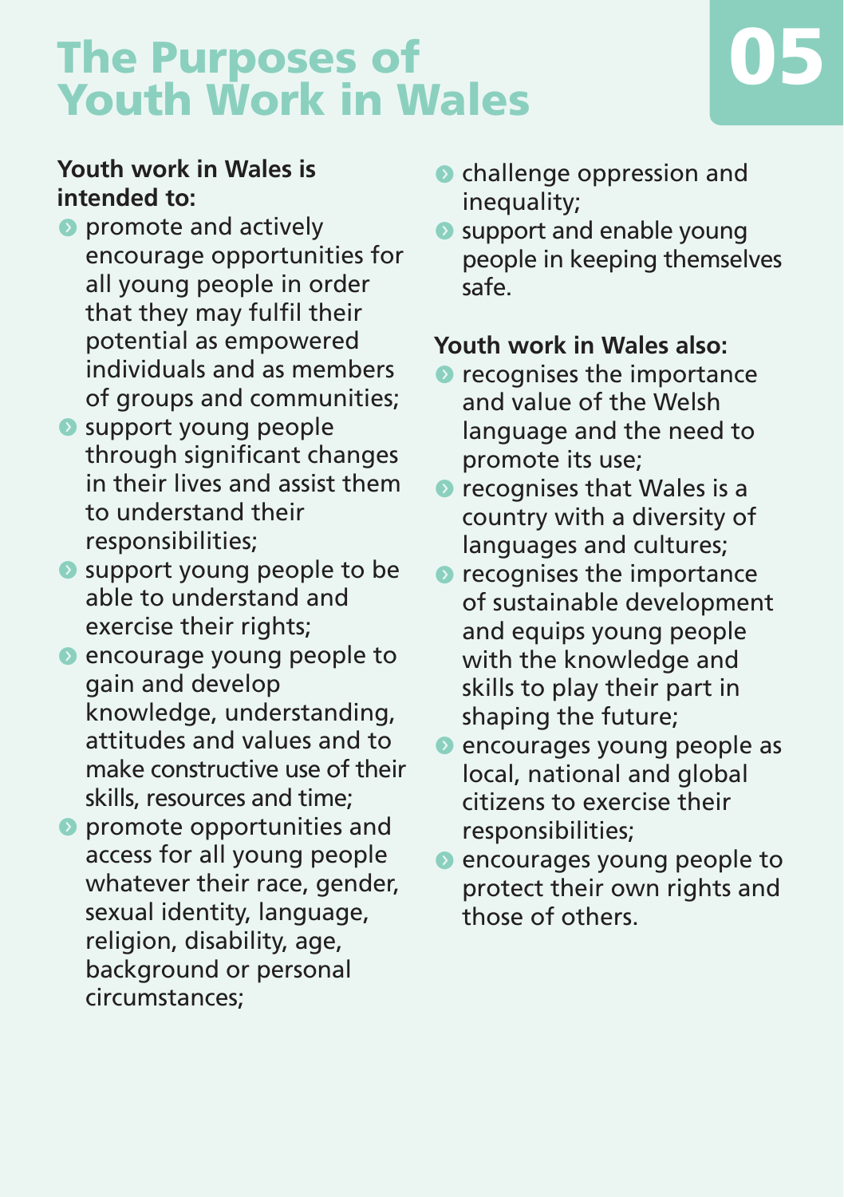# The Purposes of Youth Work in Wales

05

**Youth work in Wales is intended to:**

- promote and actively encourage opportunities for all young people in order that they may fulfil their potential as empowered individuals and as members of groups and communities;
- support young people through significant changes in their lives and assist them to understand their responsibilities;
- support young people to be able to understand and exercise their rights;
- encourage young people to gain and develop knowledge, understanding, attitudes and values and to make constructive use of their skills, resources and time;
- promote opportunities and access for all young people whatever their race, gender, sexual identity, language, religion, disability, age, background or personal circumstances;
- challenge oppression and inequality;
- support and enable young people in keeping themselves safe.

**Youth work in Wales also:**

- recognises the importance and value of the Welsh language and the need to promote its use;
- recognises that Wales is a country with a diversity of languages and cultures;
- recognises the importance of sustainable development and equips young people with the knowledge and skills to play their part in shaping the future;
- encourages young people as local, national and global citizens to exercise their responsibilities;
- encourages young people to protect their own rights and those of others.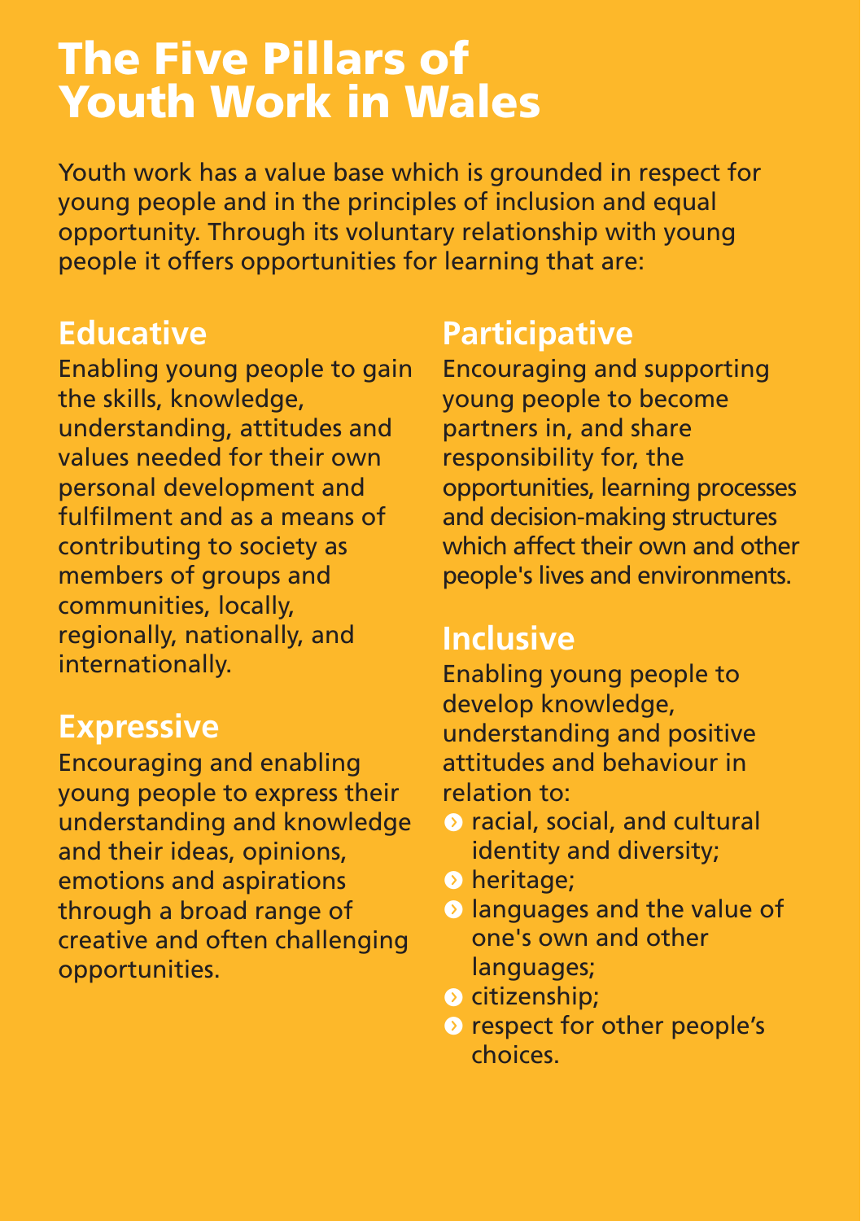# The Five Pillars of Youth Work in Wales

Youth work has a value base which is grounded in respect for young people and in the principles of inclusion and equal opportunity. Through its voluntary relationship with young people it offers opportunities for learning that are:

## Educative

Enabling young people to gain the skills, knowledge, understanding, attitudes and values needed for their own personal development and fulfilment and as a means of contributing to society as members of groups and communities, locally, regionally, nationally, and internationally.

## Expressive

Encouraging and enabling young people to express their understanding and knowledge and their ideas, opinions, emotions and aspirations through a broad range of creative and often challenging opportunities.

## Participative

Encouraging and supporting young people to become partners in, and share responsibility for, the opportunities, learning processes and decision-making structures which affect their own and other people's lives and environments.

## Inclusive

Enabling young people to develop knowledge, understanding and positive attitudes and behaviour in relation to:

- racial, social, and cultural identity and diversity;
- heritage;
- languages and the value of one's own and other languages;
- citizenship;
- respect for other people's choices.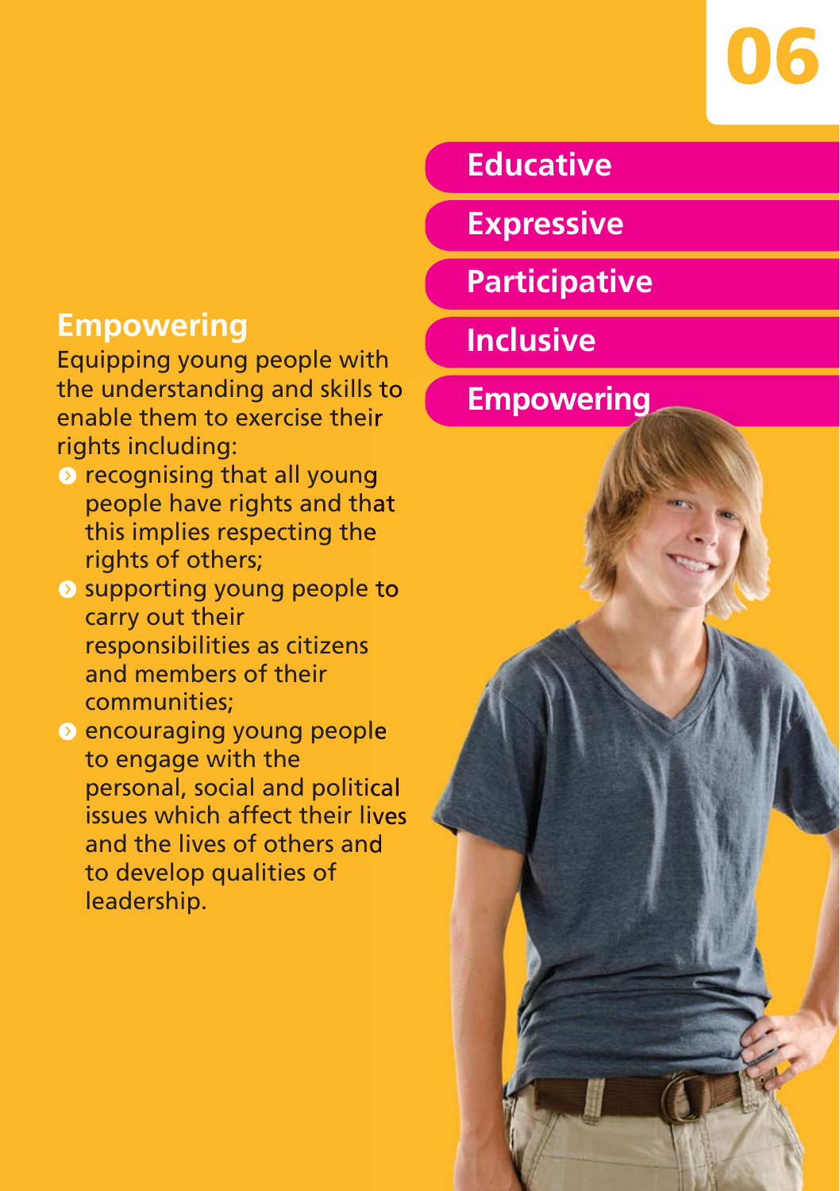## Empowering

Equipping young people with the understanding and skills to enable them to exercise their rights including:

- recognising that all young people have rights and that this implies respecting the rights of others;
- supporting young people to carry out their responsibilities as citizens and members of their communities;
- encouraging young people to engage with the personal, social and political issues which affect their lives and the lives of others and to develop qualities of leadership.

Educative

Expressive

Participative

Inclusive

Empowering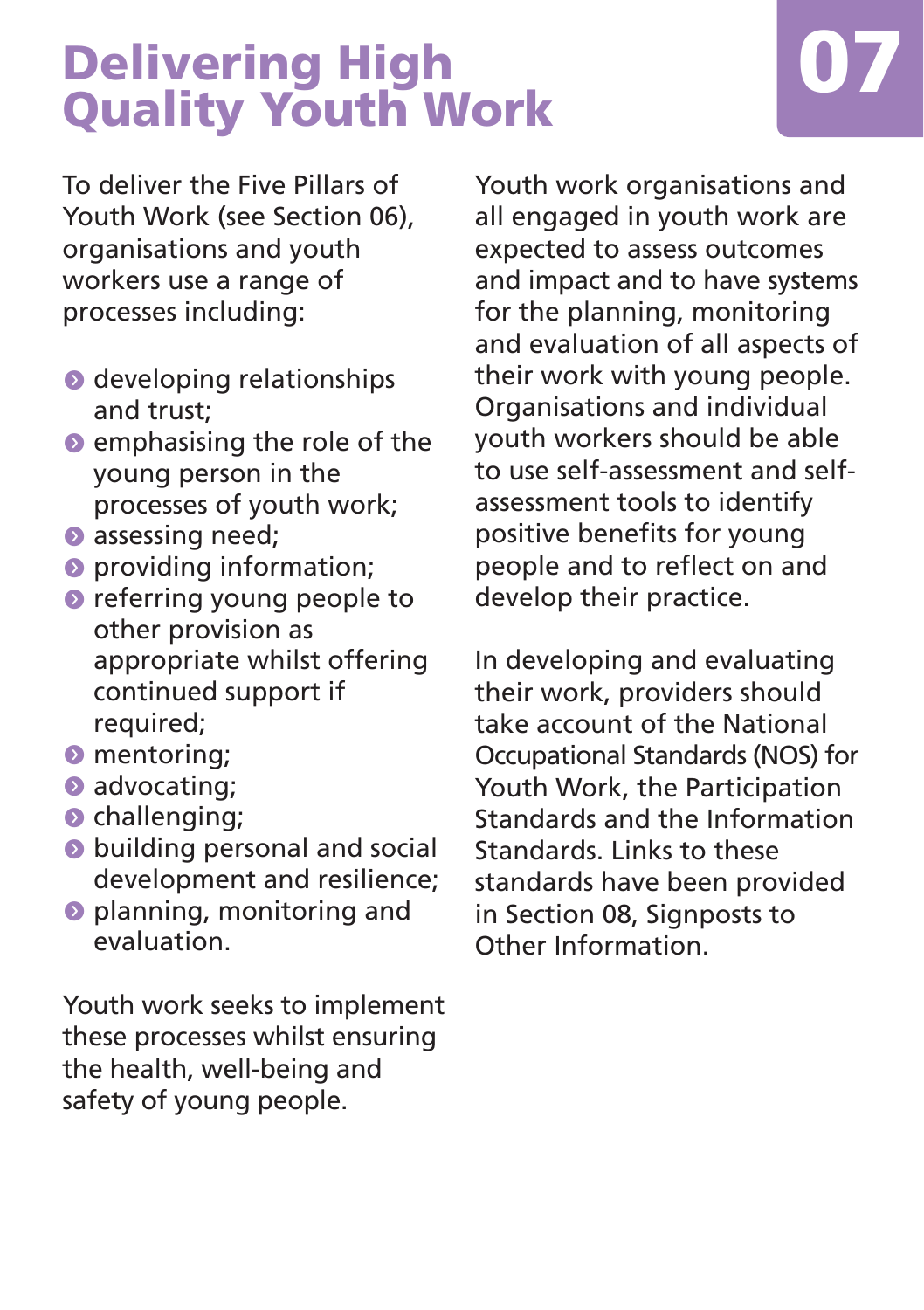# Delivering High Quality Youth Work

07

To deliver the Five Pillars of Youth Work (see Section 06), organisations and youth workers use a range of processes including:

- developing relationships and trust;
- emphasising the role of the young person in the processes of youth work;
- assessing need;
- providing information;
- referring young people to other provision as appropriate whilst offering continued support if required;
- mentoring;
- advocating;
- challenging;
- building personal and social development and resilience;
- planning, monitoring and evaluation.

Youth work seeks to implement these processes whilst ensuring the health, well-being and safety of young people.

Youth work organisations and all engaged in youth work are expected to assess outcomes and impact and to have systems for the planning, monitoring and evaluation of all aspects of their work with young people. Organisations and individual youth workers should be able to use self-assessment and self-assessment tools to identify positive benefits for young people and to reflect on and develop their practice.

In developing and evaluating their work, providers should take account of the National Occupational Standards (NOS) for Youth Work, the Participation Standards and the Information Standards. Links to these standards have been provided in Section 08, Signposts to Other Information.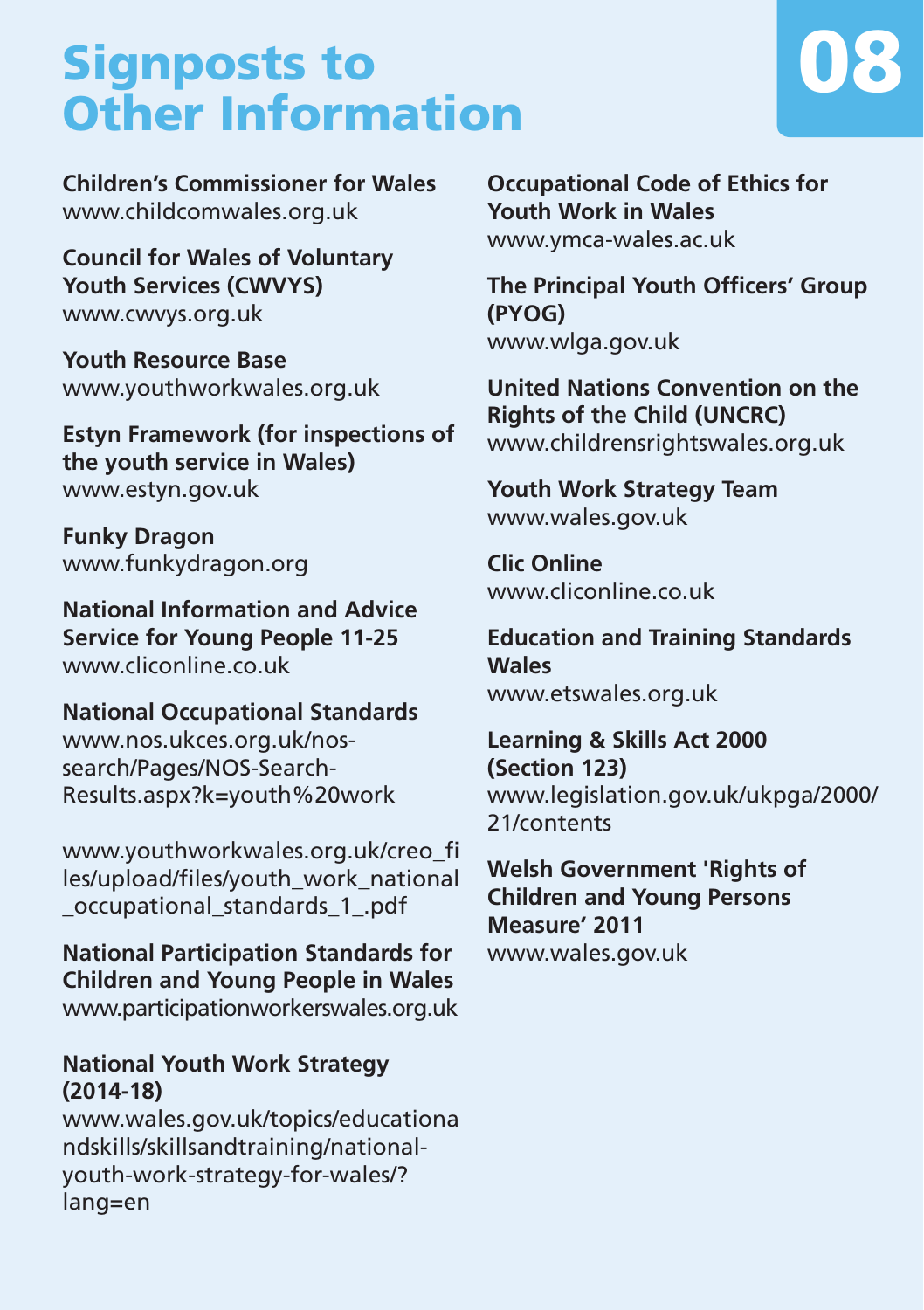# Signposts to Other Information

## 08

**Children's Commissioner for Wales**
www.childcomwales.org.uk

**Council for Wales of Voluntary Youth Services (CWVYS)**
www.cwvys.org.uk

**Youth Resource Base**
www.youthworkwales.org.uk

**Estyn Framework (for inspections of the youth service in Wales)**
www.estyn.gov.uk

**Funky Dragon**
www.funkydragon.org

**National Information and Advice Service for Young People 11-25**
www.cliconline.co.uk

**National Occupational Standards**
www.nos.ukces.org.uk/nos-search/Pages/NOS-Search-Results.aspx?k=youth%20work

www.youthworkwales.org.uk/creo_files/upload/files/youth_work_national_occupational_standards_1_.pdf

**National Participation Standards for Children and Young People in Wales**
www.participationworkerswales.org.uk

**National Youth Work Strategy (2014-18)**
www.wales.gov.uk/topics/educationandskills/skillsandtraining/national-youth-work-strategy-for-wales/?lang=en

**Occupational Code of Ethics for Youth Work in Wales**
www.ymca-wales.ac.uk

**The Principal Youth Officers' Group (PYOG)**
www.wlga.gov.uk

**United Nations Convention on the Rights of the Child (UNCRC)**
www.childrensrightswales.org.uk

**Youth Work Strategy Team**
www.wales.gov.uk

**Clic Online**
www.cliconline.co.uk

**Education and Training Standards Wales**
www.etswales.org.uk

**Learning & Skills Act 2000 (Section 123)**
www.legislation.gov.uk/ukpga/2000/21/contents

**Welsh Government 'Rights of Children and Young Persons Measure' 2011**
www.wales.gov.uk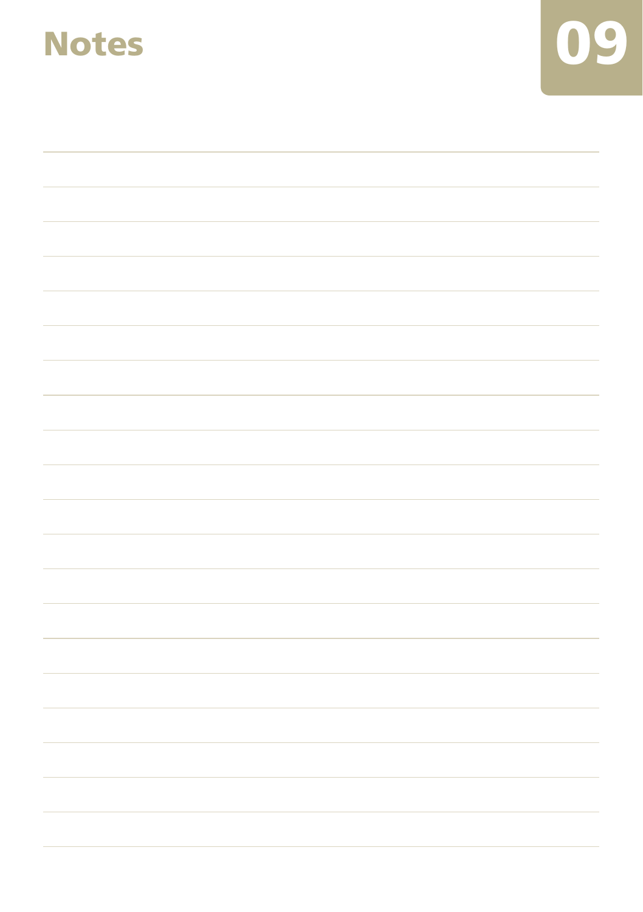# Notes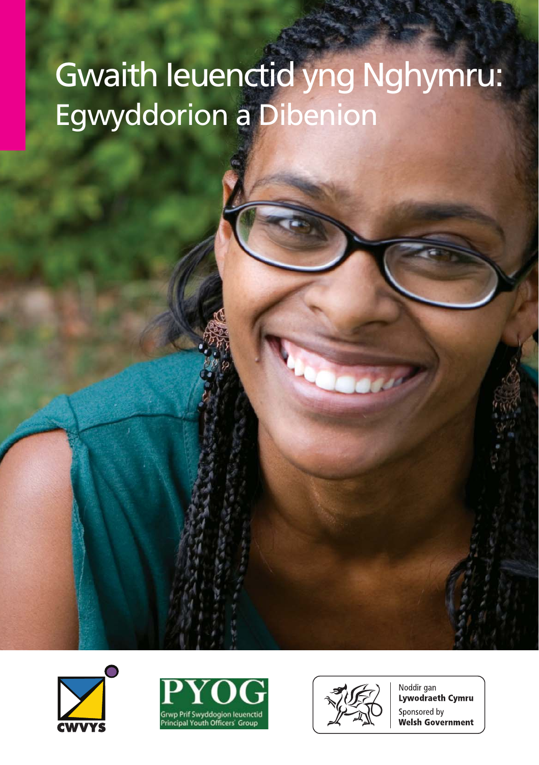# Gwaith Ieuenctid yng Nghymru:
## Egwyddorion a Dibenion

CWVYS

PYOG
Grwp Prif Swyddogion Ieuenctid
Principal Youth Officers' Group

Noddir gan
**Lywodraeth Cymru**
Sponsored by
**Welsh Government**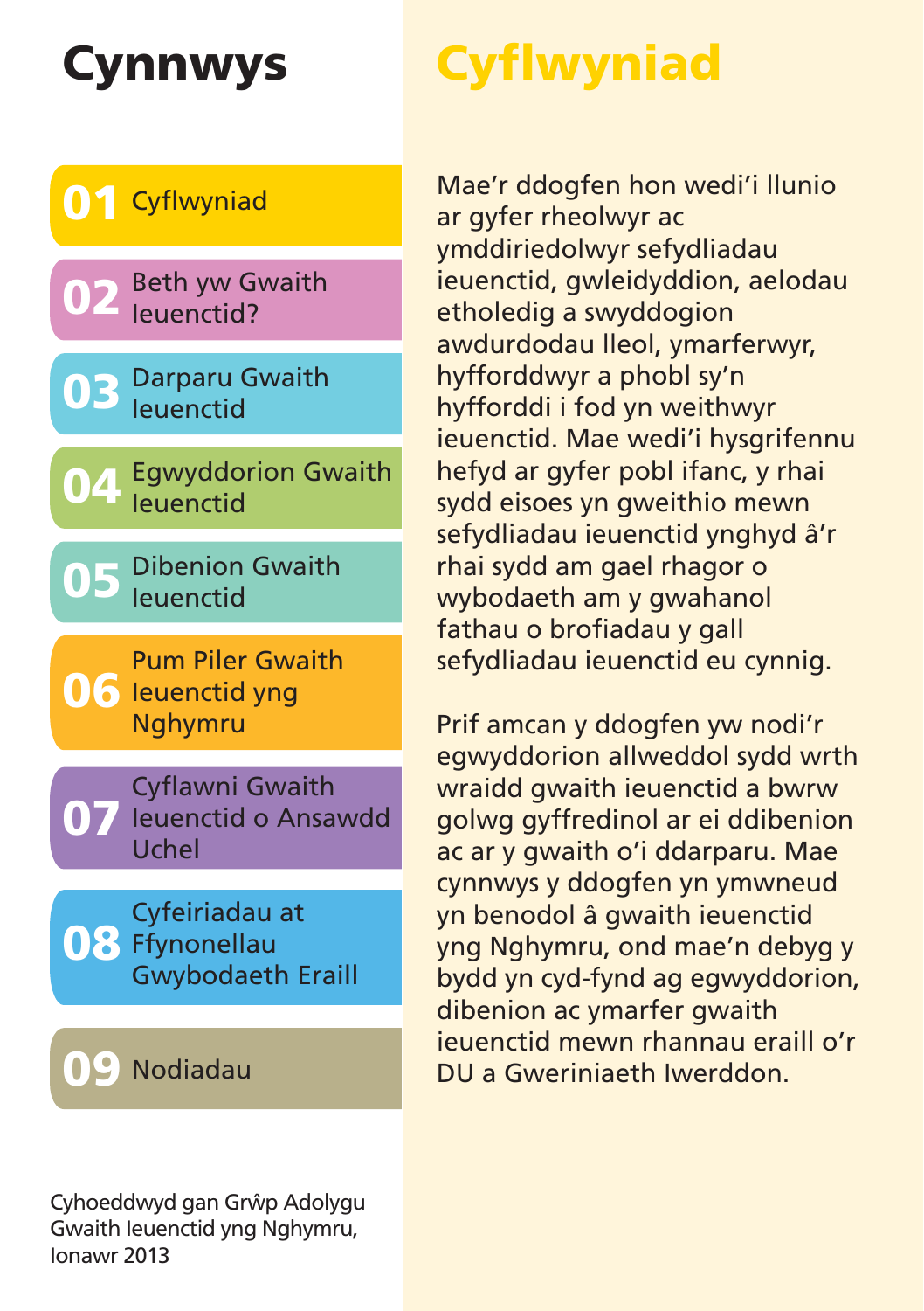# Cynnwys

01 Cyflwyniad

02 Beth yw Gwaith Ieuenctid?

03 Darparu Gwaith Ieuenctid

04 Egwyddorion Gwaith Ieuenctid

05 Dibenion Gwaith Ieuenctid

06 Pum Piler Gwaith Ieuenctid yng Nghymru

07 Cyflawni Gwaith Ieuenctid o Ansawdd Uchel

08 Cyfeiriadau at Ffynonellau Gwybodaeth Eraill

09 Nodiadau

Cyhoeddwyd gan Grŵp Adolygu Gwaith Ieuenctid yng Nghymru, Ionawr 2013

# Cyflwyniad

Mae'r ddogfen hon wedi'i llunio ar gyfer rheolwyr ac ymddiriedolwyr sefydliadau ieuenctid, gwleidyddion, aelodau etholedig a swyddogion awdurdodau lleol, ymarferwyr, hyfforddwyr a phobl sy'n hyfforddi i fod yn weithwyr ieuenctid. Mae wedi'i hysgrifennu hefyd ar gyfer pobl ifanc, y rhai sydd eisoes yn gweithio mewn sefydliadau ieuenctid ynghyd â'r rhai sydd am gael rhagor o wybodaeth am y gwahanol fathau o brofiadau y gall sefydliadau ieuenctid eu cynnig.

Prif amcan y ddogfen yw nodi'r egwyddorion allweddol sydd wrth wraidd gwaith ieuenctid a bwrw golwg gyffredinol ar ei ddibenion ac ar y gwaith o'i ddarparu. Mae cynnwys y ddogfen yn ymwneud yn benodol â gwaith ieuenctid yng Nghymru, ond mae'n debyg y bydd yn cyd-fynd ag egwyddorion, dibenion ac ymarfer gwaith ieuenctid mewn rhannau eraill o'r DU a Gweriniaeth Iwerddon.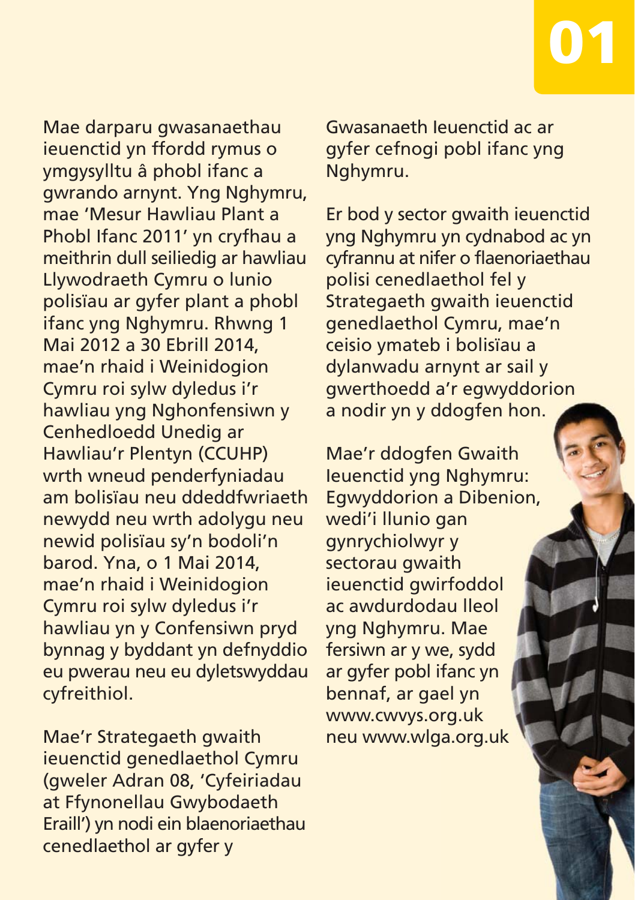Mae darparu gwasanaethau ieuenctid yn ffordd rymus o ymgysylltu â phobl ifanc a gwrando arnynt. Yng Nghymru, mae 'Mesur Hawliau Plant a Phobl Ifanc 2011' yn cryfhau a meithrin dull seiliedig ar hawliau Llywodraeth Cymru o lunio polisïau ar gyfer plant a phobl ifanc yng Nghymru. Rhwng 1 Mai 2012 a 30 Ebrill 2014, mae'n rhaid i Weinidogion Cymru roi sylw dyledus i'r hawliau yng Nghonfensiwn y Cenhedloedd Unedig ar Hawliau'r Plentyn (CCUHP) wrth wneud penderfyniadau am bolisïau neu ddeddfwriaeth newydd neu wrth adolygu neu newid polisïau sy'n bodoli'n barod. Yna, o 1 Mai 2014, mae'n rhaid i Weinidogion Cymru roi sylw dyledus i'r hawliau yn y Confensiwn pryd bynnag y byddant yn defnyddio eu pwerau neu eu dyletswyddau cyfreithiol.

Mae'r Strategaeth gwaith ieuenctid genedlaethol Cymru (gweler Adran 08, 'Cyfeiriadau at Ffynonellau Gwybodaeth Eraill') yn nodi ein blaenoriaethau cenedlaethol ar gyfer y Gwasanaeth Ieuenctid ac ar gyfer cefnogi pobl ifanc yng Nghymru.

Er bod y sector gwaith ieuenctid yng Nghymru yn cydnabod ac yn cyfrannu at nifer o flaenoriaethau polisi cenedlaethol fel y Strategaeth gwaith ieuenctid genedlaethol Cymru, mae'n ceisio ymateb i bolisïau a dylanwadu arnynt ar sail y gwerthoedd a'r egwyddorion a nodir yn y ddogfen hon.

Mae'r ddogfen Gwaith Ieuenctid yng Nghymru: Egwyddorion a Dibenion, wedi'i llunio gan gynrychiolwyr y sectorau gwaith ieuenctid gwirfoddol ac awdurdodau lleol yng Nghymru. Mae fersiwn ar y we, sydd ar gyfer pobl ifanc yn bennaf, ar gael yn www.cwvys.org.uk neu www.wlga.org.uk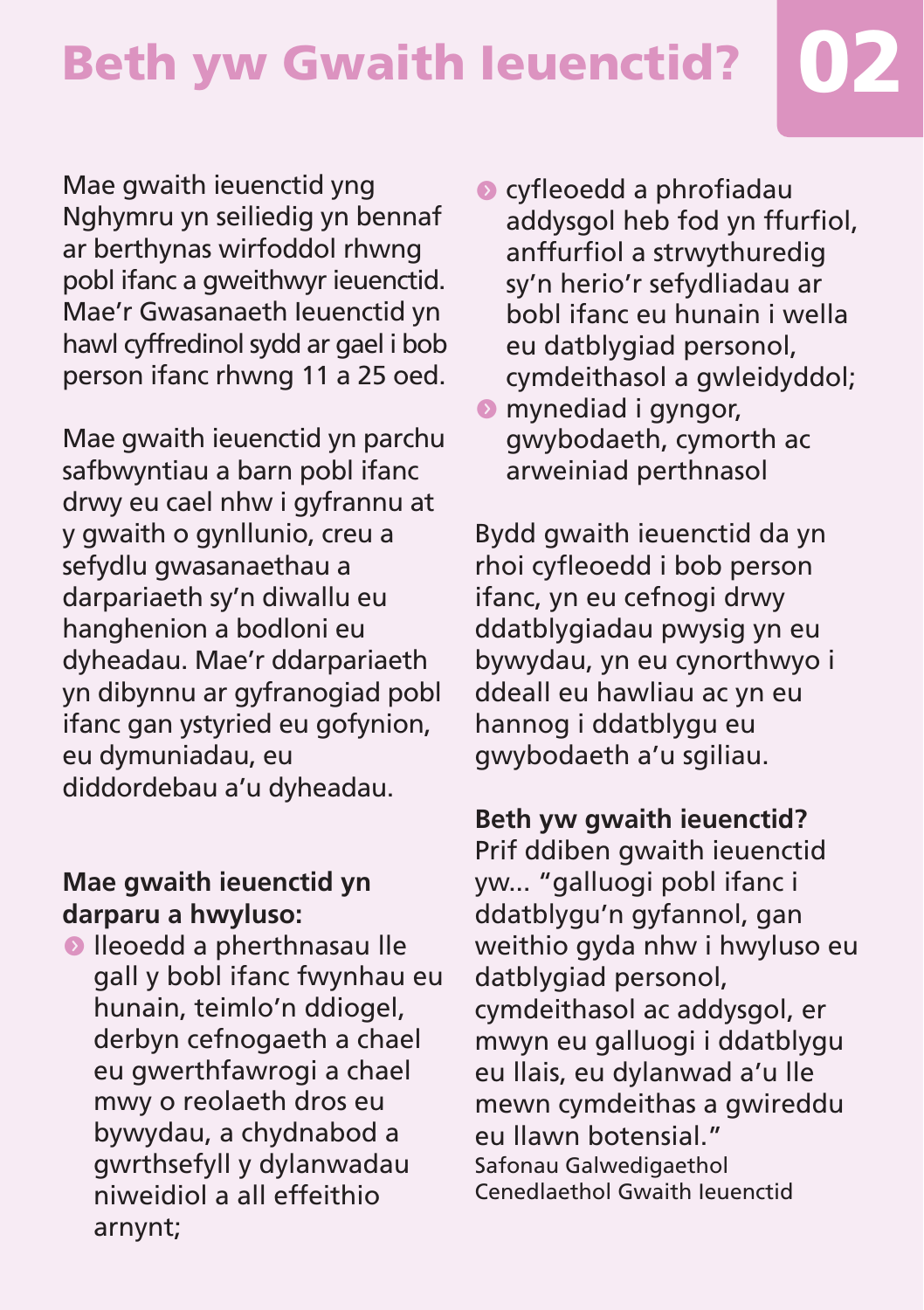# Beth yw Gwaith Ieuenctid?

02

Mae gwaith ieuenctid yng Nghymru yn seiliedig yn bennaf ar berthynas wirfoddol rhwng pobl ifanc a gweithwyr ieuenctid. Mae'r Gwasanaeth Ieuenctid yn hawl cyffredinol sydd ar gael i bob person ifanc rhwng 11 a 25 oed.

Mae gwaith ieuenctid yn parchu safbwyntiau a barn pobl ifanc drwy eu cael nhw i gyfrannu at y gwaith o gynllunio, creu a sefydlu gwasanaethau a darpariaeth sy'n diwallu eu hanghenion a bodloni eu dyheadau. Mae'r ddarpariaeth yn dibynnu ar gyfranogiad pobl ifanc gan ystyried eu gofynion, eu dymuniadau, eu diddordebau a'u dyheadau.

**Mae gwaith ieuenctid yn darparu a hwyluso:**

- lleoedd a pherthnasau lle gall y bobl ifanc fwynhau eu hunain, teimlo'n ddiogel, derbyn cefnogaeth a chael eu gwerthfawrogi a chael mwy o reolaeth dros eu bywydau, a chydnabod a gwrthsefyll y dylanwadau niweidiol a all effeithio arnynt;
- cyfleoedd a phrofiadau addysgol heb fod yn ffurfiol, anffurfiol a strwythuredig sy'n herio'r sefydliadau ar bobl ifanc eu hunain i wella eu datblygiad personol, cymdeithasol a gwleidyddol;
- mynediad i gyngor, gwybodaeth, cymorth ac arweiniad perthnasol

Bydd gwaith ieuenctid da yn rhoi cyfleoedd i bob person ifanc, yn eu cefnogi drwy ddatblygiadau pwysig yn eu bywydau, yn eu cynorthwyo i ddeall eu hawliau ac yn eu hannog i ddatblygu eu gwybodaeth a'u sgiliau.

**Beth yw gwaith ieuenctid?**

Prif ddiben gwaith ieuenctid yw... "galluogi pobl ifanc i ddatblygu'n gyfannol, gan weithio gyda nhw i hwyluso eu datblygiad personol, cymdeithasol ac addysgol, er mwyn eu galluogi i ddatblygu eu llais, eu dylanwad a'u lle mewn cymdeithas a gwireddu eu llawn botensial."
Safonau Galwedigaethol Cenedlaethol Gwaith Ieuenctid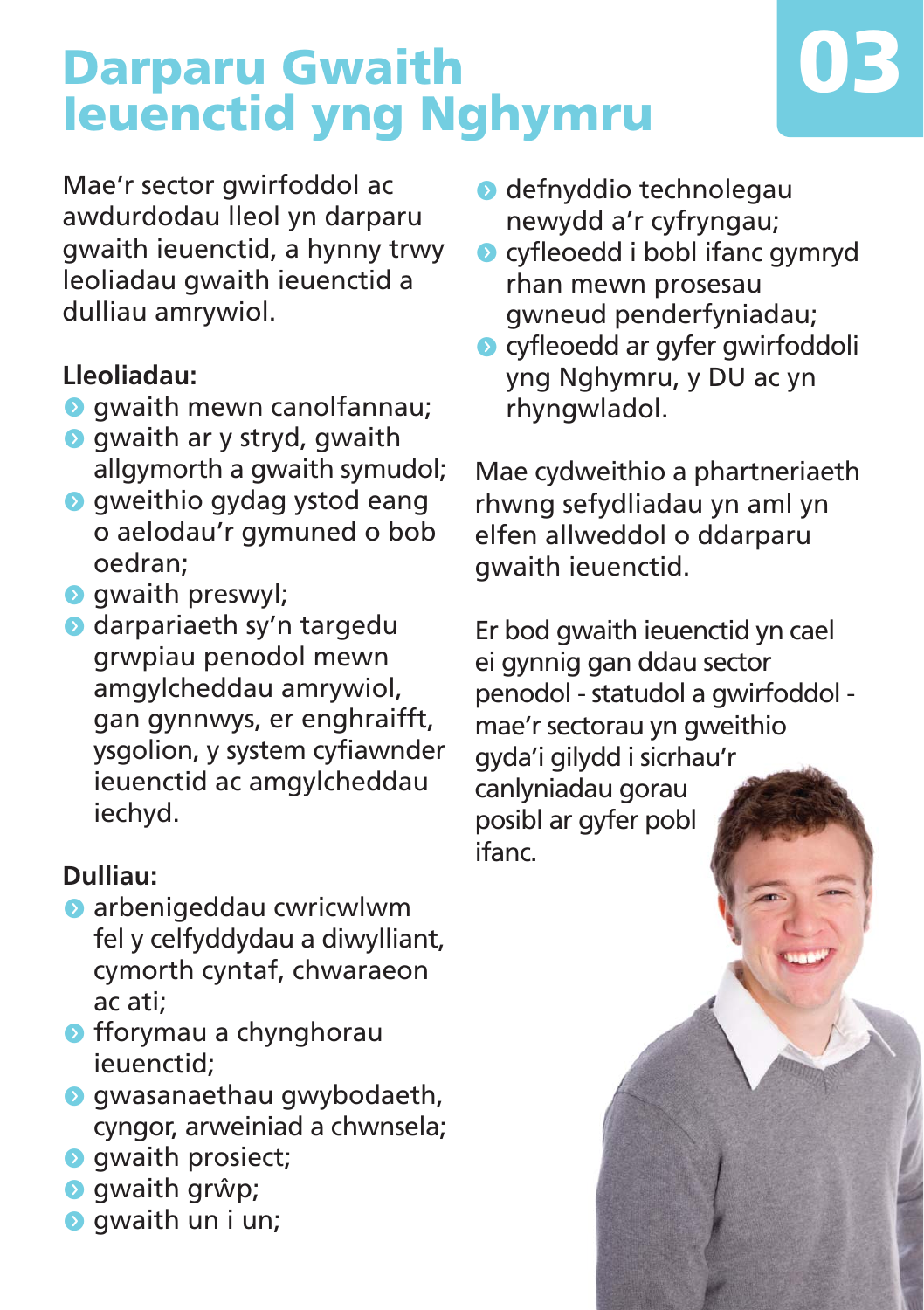# Darparu Gwaith Ieuenctid yng Nghymru

03

Mae'r sector gwirfoddol ac awdurdodau lleol yn darparu gwaith ieuenctid, a hynny trwy leoliadau gwaith ieuenctid a dulliau amrywiol.

**Lleoliadau:**

- gwaith mewn canolfannau;
- gwaith ar y stryd, gwaith allgymorth a gwaith symudol;
- gweithio gydag ystod eang o aelodau'r gymuned o bob oedran;
- gwaith preswyl;
- darpariaeth sy'n targedu grwpiau penodol mewn amgylcheddau amrywiol, gan gynnwys, er enghraifft, ysgolion, y system cyfiawnder ieuenctid ac amgylcheddau iechyd.

**Dulliau:**

- arbenigeddau cwricwlwm fel y celfyddydau a diwylliant, cymorth cyntaf, chwaraeon ac ati;
- fforymau a chynghorau ieuenctid;
- gwasanaethau gwybodaeth, cyngor, arweiniad a chwnsela;
- gwaith prosiect;
- gwaith grŵp;
- gwaith un i un;
- defnyddio technolegau newydd a'r cyfryngau;
- cyfleoedd i bobl ifanc gymryd rhan mewn prosesau gwneud penderfyniadau;
- cyfleoedd ar gyfer gwirfoddoli yng Nghymru, y DU ac yn rhyngwladol.

Mae cydweithio a phartneriaeth rhwng sefydliadau yn aml yn elfen allweddol o ddarparu gwaith ieuenctid.

Er bod gwaith ieuenctid yn cael ei gynnig gan ddau sector penodol - statudol a gwirfoddol - mae'r sectorau yn gweithio gyda'i gilydd i sicrhau'r canlyniadau gorau posibl ar gyfer pobl ifanc.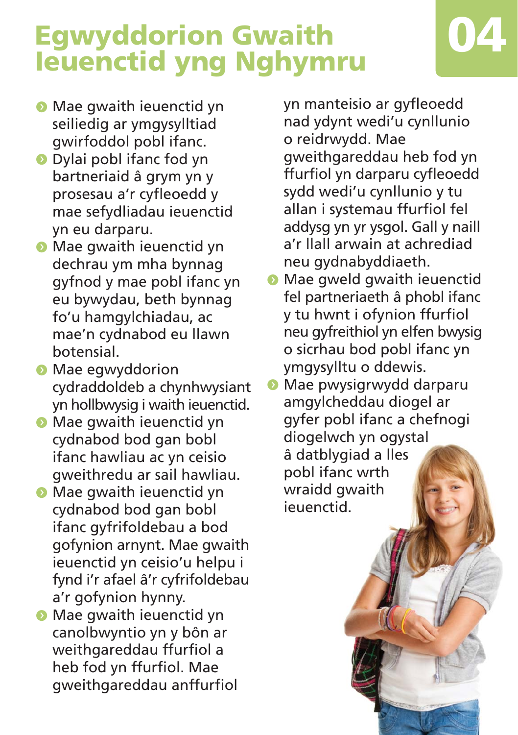# Egwyddorion Gwaith Ieuenctid yng Nghymru

04

- Mae gwaith ieuenctid yn seiliedig ar ymgysylltiad gwirfoddol pobl ifanc.
- Dylai pobl ifanc fod yn bartneriaid â grym yn y prosesau a'r cyfleoedd y mae sefydliadau ieuenctid yn eu darparu.
- Mae gwaith ieuenctid yn dechrau ym mha bynnag gyfnod y mae pobl ifanc yn eu bywydau, beth bynnag fo'u hamgylchiadau, ac mae'n cydnabod eu llawn botensial.
- Mae egwyddorion cydraddoldeb a chynhwysiant yn hollbwysig i waith ieuenctid.
- Mae gwaith ieuenctid yn cydnabod bod gan bobl ifanc hawliau ac yn ceisio gweithredu ar sail hawliau.
- Mae gwaith ieuenctid yn cydnabod bod gan bobl ifanc gyfrifoldebau a bod gofynion arnynt. Mae gwaith ieuenctid yn ceisio'u helpu i fynd i'r afael â'r cyfrifoldebau a'r gofynion hynny.
- Mae gwaith ieuenctid yn canolbwyntio yn y bôn ar weithgareddau ffurfiol a heb fod yn ffurfiol. Mae gweithgareddau anffurfiol yn manteisio ar gyfleoedd nad ydynt wedi'u cynllunio o reidrwydd. Mae gweithgareddau heb fod yn ffurfiol yn darparu cyfleoedd sydd wedi'u cynllunio y tu allan i systemau ffurfiol fel addysg yn yr ysgol. Gall y naill a'r llall arwain at achrediad neu gydnabyddiaeth.
- Mae gweld gwaith ieuenctid fel partneriaeth â phobl ifanc y tu hwnt i ofynion ffurfiol neu gyfreithiol yn elfen bwysig o sicrhau bod pobl ifanc yn ymgysylltu o ddewis.
- Mae pwysigrwydd darparu amgylcheddau diogel ar gyfer pobl ifanc a chefnogi diogelwch yn ogystal â datblygiad a lles pobl ifanc wrth wraidd gwaith ieuenctid.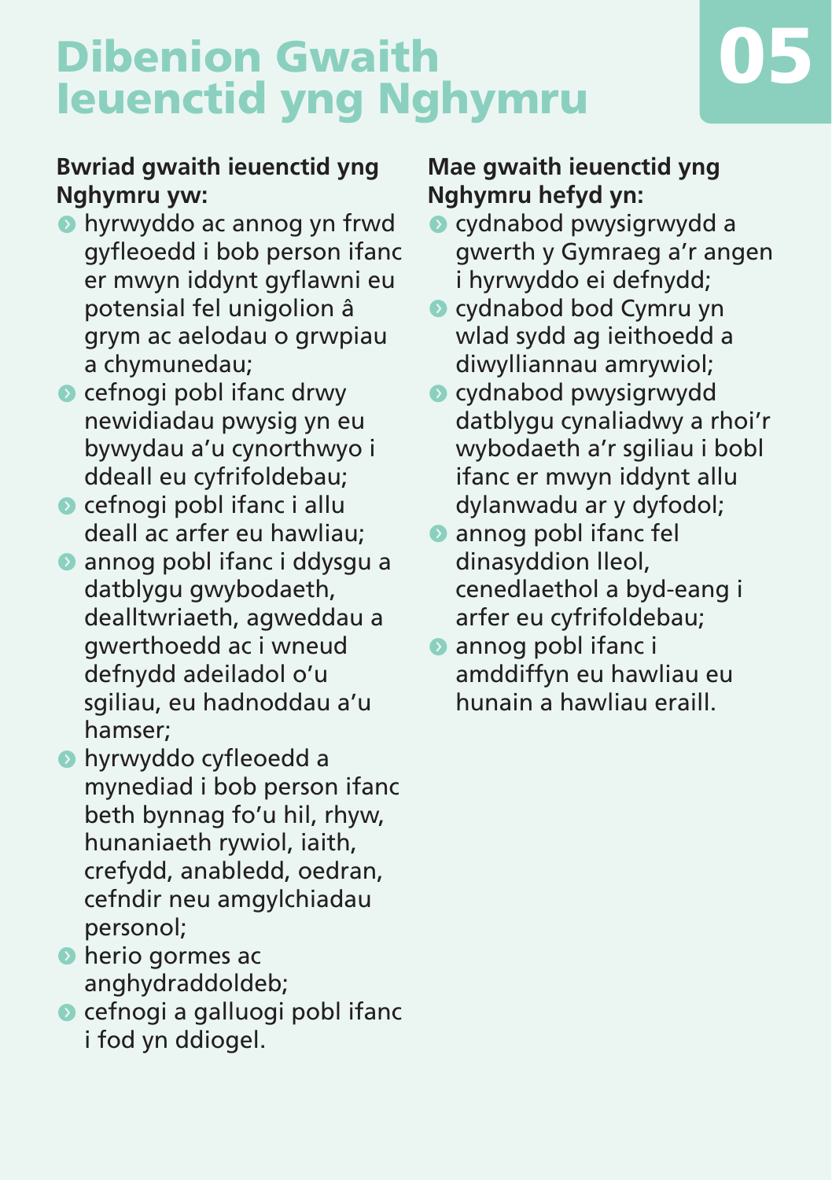# Dibenion Gwaith Ieuenctid yng Nghymru

05

**Bwriad gwaith ieuenctid yng Nghymru yw:**

- hyrwyddo ac annog yn frwd gyfleoedd i bob person ifanc er mwyn iddynt gyflawni eu potensial fel unigolion â grym ac aelodau o grwpiau a chymunedau;
- cefnogi pobl ifanc drwy newidiadau pwysig yn eu bywydau a'u cynorthwyo i ddeall eu cyfrifoldebau;
- cefnogi pobl ifanc i allu deall ac arfer eu hawliau;
- annog pobl ifanc i ddysgu a datblygu gwybodaeth, dealltwriaeth, agweddau a gwerthoedd ac i wneud defnydd adeiladol o'u sgiliau, eu hadnoddau a'u hamser;
- hyrwyddo cyfleoedd a mynediad i bob person ifanc beth bynnag fo'u hil, rhyw, hunaniaeth rywiol, iaith, crefydd, anabledd, oedran, cefndir neu amgylchiadau personol;
- herio gormes ac anghydraddoldeb;
- cefnogi a galluogi pobl ifanc i fod yn ddiogel.

**Mae gwaith ieuenctid yng Nghymru hefyd yn:**

- cydnabod pwysigrwydd a gwerth y Gymraeg a'r angen i hyrwyddo ei defnydd;
- cydnabod bod Cymru yn wlad sydd ag ieithoedd a diwylliannau amrywiol;
- cydnabod pwysigrwydd datblygu cynaliadwy a rhoi'r wybodaeth a'r sgiliau i bobl ifanc er mwyn iddynt allu dylanwadu ar y dyfodol;
- annog pobl ifanc fel dinasyddion lleol, cenedlaethol a byd-eang i arfer eu cyfrifoldebau;
- annog pobl ifanc i amddiffyn eu hawliau eu hunain a hawliau eraill.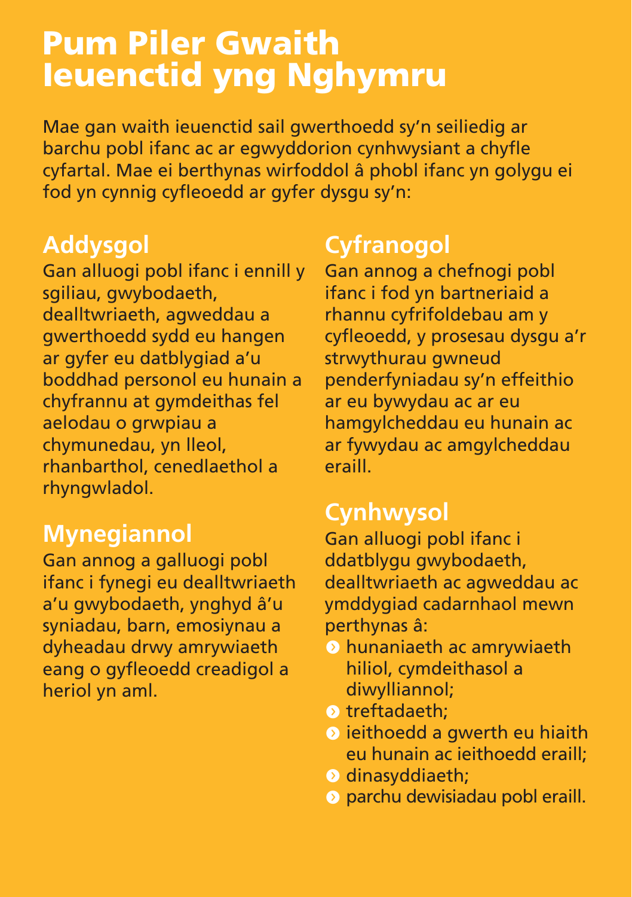# Pum Piler Gwaith Ieuenctid yng Nghymru

Mae gan waith ieuenctid sail gwerthoedd sy'n seiliedig ar barchu pobl ifanc ac ar egwyddorion cynhwysiant a chyfle cyfartal. Mae ei berthynas wirfoddol â phobl ifanc yn golygu ei fod yn cynnig cyfleoedd ar gyfer dysgu sy'n:

## Addysgol

Gan alluogi pobl ifanc i ennill y sgiliau, gwybodaeth, dealltwriaeth, agweddau a gwerthoedd sydd eu hangen ar gyfer eu datblygiad a'u boddhad personol eu hunain a chyfrannu at gymdeithas fel aelodau o grwpiau a chymunedau, yn lleol, rhanbarthol, cenedlaethol a rhyngwladol.

## Mynegiannol

Gan annog a galluogi pobl ifanc i fynegi eu dealltwriaeth a'u gwybodaeth, ynghyd â'u syniadau, barn, emosiynau a dyheadau drwy amrywiaeth eang o gyfleoedd creadigol a heriol yn aml.

## Cyfranogol

Gan annog a chefnogi pobl ifanc i fod yn bartneriaid a rhannu cyfrifoldebau am y cyfleoedd, y prosesau dysgu a'r strwythurau gwneud penderfyniadau sy'n effeithio ar eu bywydau ac ar eu hamgylcheddau eu hunain ac ar fywydau ac amgylcheddau eraill.

## Cynhwysol

Gan alluogi pobl ifanc i ddatblygu gwybodaeth, dealltwriaeth ac agweddau ac ymddygiad cadarnhaol mewn perthynas â:

- hunaniaeth ac amrywiaeth hiliol, cymdeithasol a diwylliannol;
- treftadaeth;
- ieithoedd a gwerth eu hiaith eu hunain ac ieithoedd eraill;
- dinasyddiaeth;
- parchu dewisiadau pobl eraill.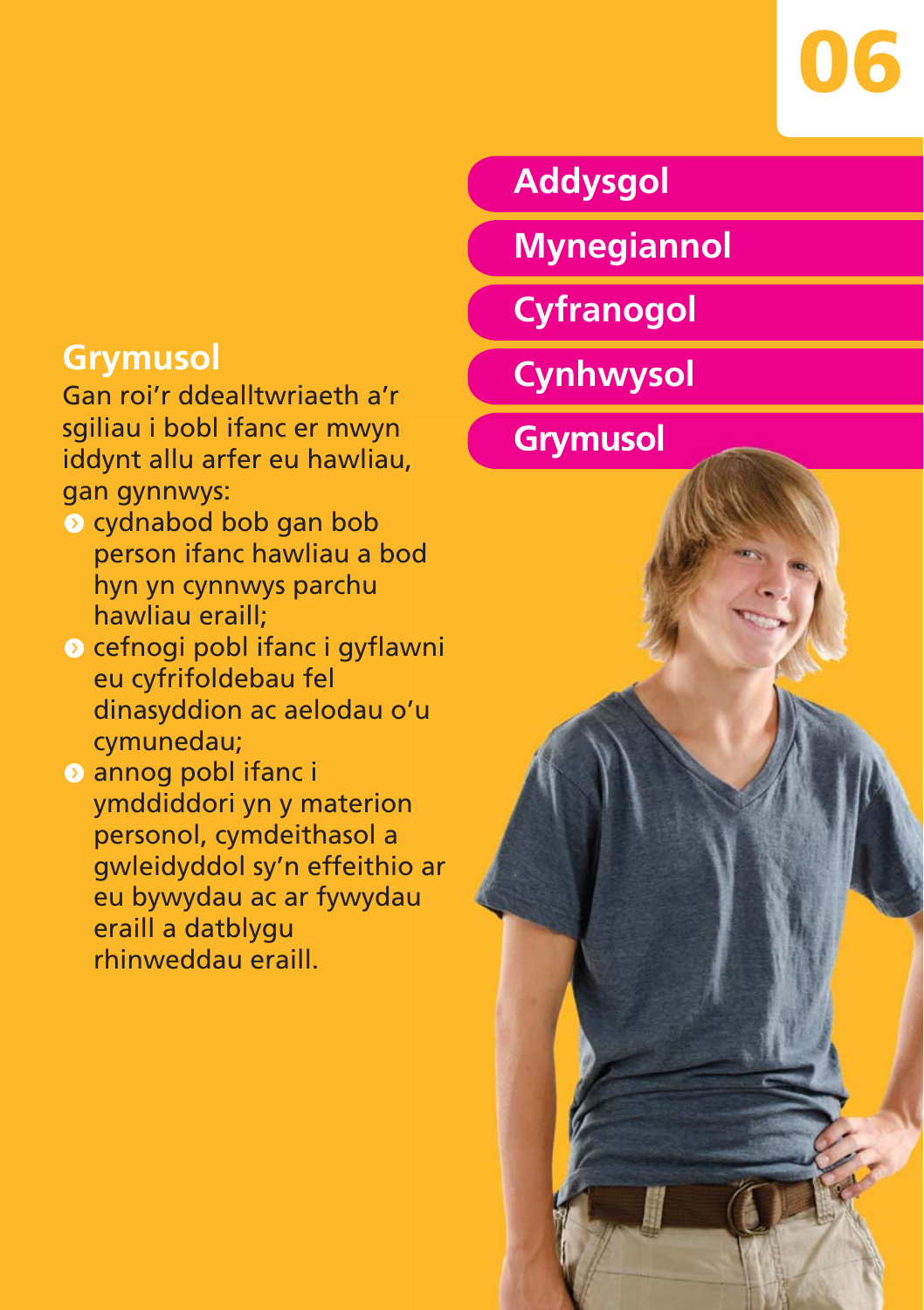Addysgol

Mynegiannol

Cyfranogol

Cynhwysol

Grymusol

## Grymusol

Gan roi'r ddealltwriaeth a'r sgiliau i bobl ifanc er mwyn iddynt allu arfer eu hawliau, gan gynnwys:

- cydnabod bob gan bob person ifanc hawliau a bod hyn yn cynnwys parchu hawliau eraill;
- cefnogi pobl ifanc i gyflawni eu cyfrifoldebau fel dinasyddion ac aelodau o'u cymunedau;
- annog pobl ifanc i ymddiddori yn y materion personol, cymdeithasol a gwleidyddol sy'n effeithio ar eu bywydau ac ar fywydau eraill a datblygu rhinweddau eraill.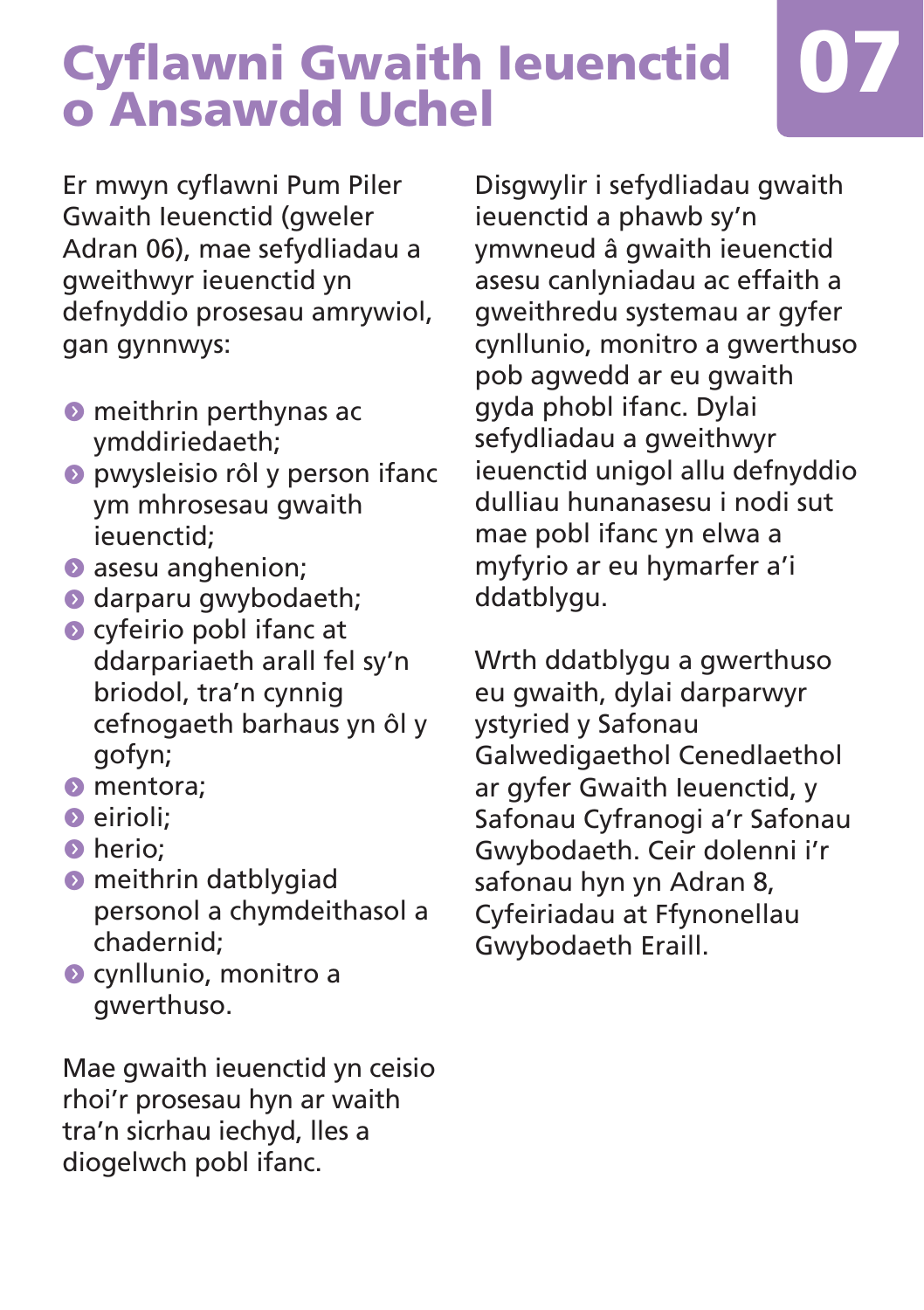# Cyflawni Gwaith Ieuenctid o Ansawdd Uchel 07

Er mwyn cyflawni Pum Piler Gwaith Ieuenctid (gweler Adran 06), mae sefydliadau a gweithwyr ieuenctid yn defnyddio prosesau amrywiol, gan gynnwys:

- meithrin perthynas ac ymddiriedaeth;
- pwysleisio rôl y person ifanc ym mhrosesau gwaith ieuenctid;
- asesu anghenion;
- darparu gwybodaeth;
- cyfeirio pobl ifanc at ddarpariaeth arall fel sy'n briodol, tra'n cynnig cefnogaeth barhaus yn ôl y gofyn;
- mentora;
- eirioli;
- herio;
- meithrin datblygiad personol a chymdeithasol a chadernid;
- cynllunio, monitro a gwerthuso.

Mae gwaith ieuenctid yn ceisio rhoi'r prosesau hyn ar waith tra'n sicrhau iechyd, lles a diogelwch pobl ifanc.

Disgwylir i sefydliadau gwaith ieuenctid a phawb sy'n ymwneud â gwaith ieuenctid asesu canlyniadau ac effaith a gweithredu systemau ar gyfer cynllunio, monitro a gwerthuso pob agwedd ar eu gwaith gyda phobl ifanc. Dylai sefydliadau a gweithwyr ieuenctid unigol allu defnyddio dulliau hunanasesu i nodi sut mae pobl ifanc yn elwa a myfyrio ar eu hymarfer a'i ddatblygu.

Wrth ddatblygu a gwerthuso eu gwaith, dylai darparwyr ystyried y Safonau Galwedigaethol Cenedlaethol ar gyfer Gwaith Ieuenctid, y Safonau Cyfranogi a'r Safonau Gwybodaeth. Ceir dolenni i'r safonau hyn yn Adran 8, Cyfeiriadau at Ffynonellau Gwybodaeth Eraill.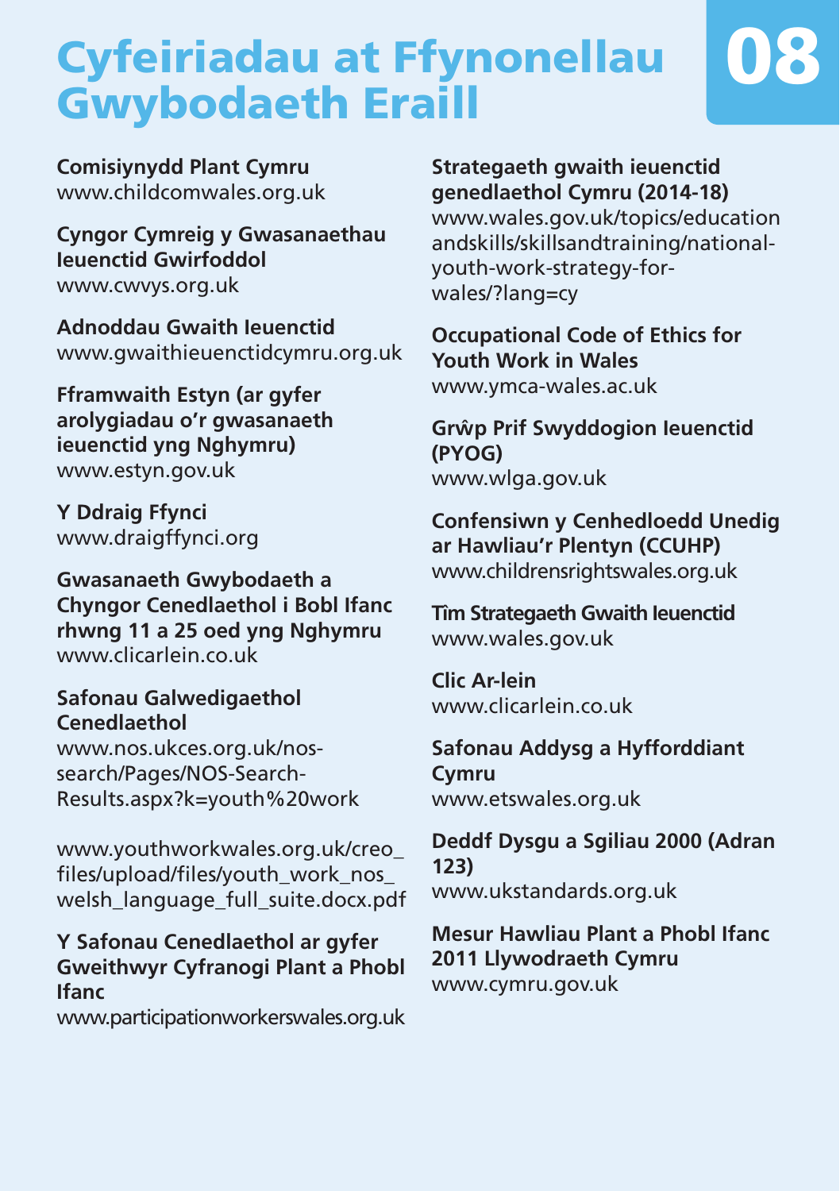# Cyfeiriadau at Ffynonellau Gwybodaeth Eraill

08

**Comisiynydd Plant Cymru**
www.childcomwales.org.uk

**Cyngor Cymreig y Gwasanaethau Ieuenctid Gwirfoddol**
www.cwvys.org.uk

**Adnoddau Gwaith Ieuenctid**
www.gwaithieuenctidcymru.org.uk

**Fframwaith Estyn (ar gyfer arolygiadau o'r gwasanaeth ieuenctid yng Nghymru)**
www.estyn.gov.uk

**Y Ddraig Ffynci**
www.draigffynci.org

**Gwasanaeth Gwybodaeth a Chyngor Cenedlaethol i Bobl Ifanc rhwng 11 a 25 oed yng Nghymru**
www.clicarlein.co.uk

**Safonau Galwedigaethol Cenedlaethol**
www.nos.ukces.org.uk/nos-search/Pages/NOS-Search-Results.aspx?k=youth%20work

www.youthworkwales.org.uk/creo_files/upload/files/youth_work_nos_welsh_language_full_suite.docx.pdf

**Y Safonau Cenedlaethol ar gyfer Gweithwyr Cyfranogi Plant a Phobl Ifanc**
www.participationworkerswales.org.uk

**Strategaeth gwaith ieuenctid genedlaethol Cymru (2014-18)**
www.wales.gov.uk/topics/educationandskills/skillsandtraining/national-youth-work-strategy-for-wales/?lang=cy

**Occupational Code of Ethics for Youth Work in Wales**
www.ymca-wales.ac.uk

**Grŵp Prif Swyddogion Ieuenctid (PYOG)**
www.wlga.gov.uk

**Confensiwn y Cenhedloedd Unedig ar Hawliau'r Plentyn (CCUHP)**
www.childrensrightswales.org.uk

**Tîm Strategaeth Gwaith Ieuenctid**
www.wales.gov.uk

**Clic Ar-lein**
www.clicarlein.co.uk

**Safonau Addysg a Hyfforddiant Cymru**
www.etswales.org.uk

**Deddf Dysgu a Sgiliau 2000 (Adran 123)**
www.ukstandards.org.uk

**Mesur Hawliau Plant a Phobl Ifanc 2011 Llywodraeth Cymru**
www.cymru.gov.uk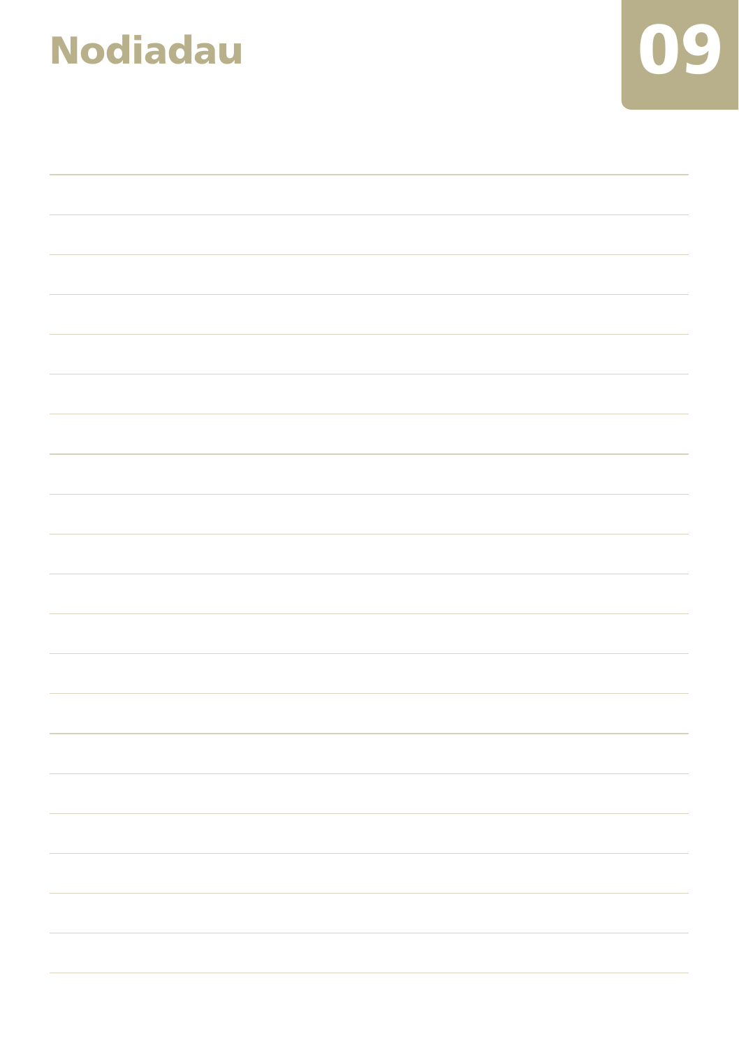# Nodiadau